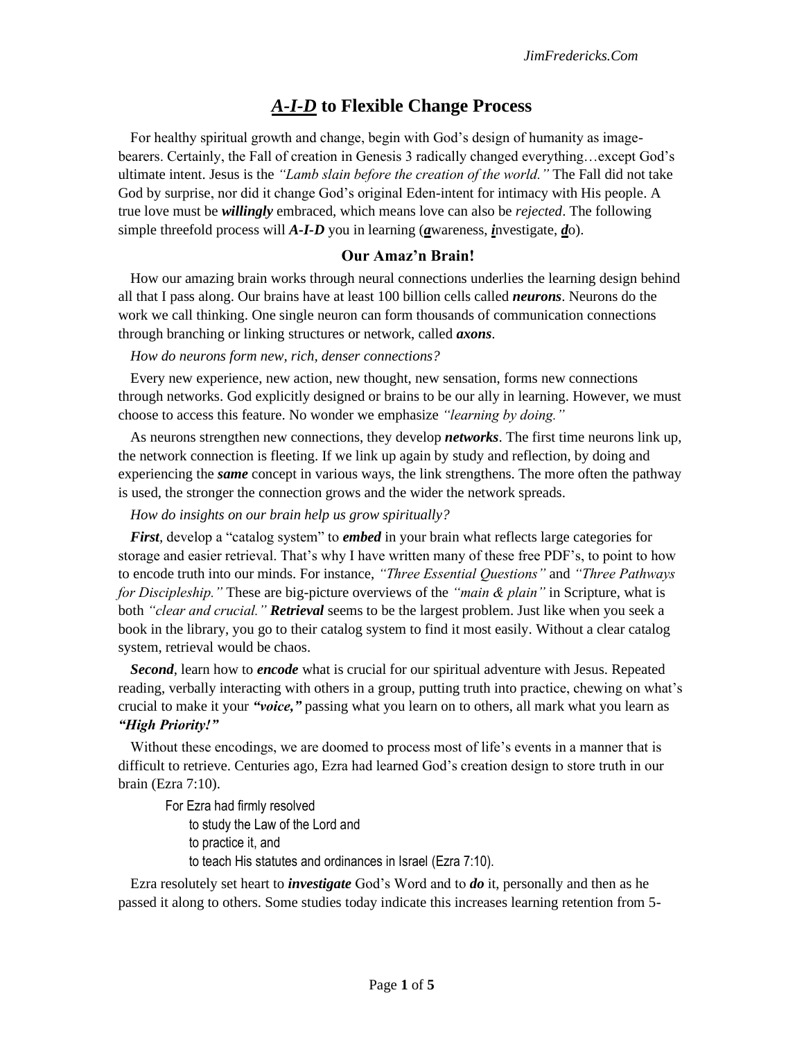# ***A-I-D*** to Flexible Change Process

For healthy spiritual growth and change, begin with God's design of humanity as image-bearers. Certainly, the Fall of creation in Genesis 3 radically changed everything…except God's ultimate intent. Jesus is the *"Lamb slain before the creation of the world."* The Fall did not take God by surprise, nor did it change God's original Eden-intent for intimacy with His people. A true love must be ***willingly*** embraced, which means love can also be *rejected*. The following simple threefold process will ***A-I-D*** you in learning (***a***wareness, ***i***nvestigate, ***d***o).

## Our Amaz'n Brain!

How our amazing brain works through neural connections underlies the learning design behind all that I pass along. Our brains have at least 100 billion cells called ***neurons***. Neurons do the work we call thinking. One single neuron can form thousands of communication connections through branching or linking structures or network, called ***axons***.

*How do neurons form new, rich, denser connections?*

Every new experience, new action, new thought, new sensation, forms new connections through networks. God explicitly designed or brains to be our ally in learning. However, we must choose to access this feature. No wonder we emphasize *"learning by doing."*

As neurons strengthen new connections, they develop ***networks***. The first time neurons link up, the network connection is fleeting. If we link up again by study and reflection, by doing and experiencing the ***same*** concept in various ways, the link strengthens. The more often the pathway is used, the stronger the connection grows and the wider the network spreads.

*How do insights on our brain help us grow spiritually?*

***First***, develop a "catalog system" to ***embed*** in your brain what reflects large categories for storage and easier retrieval. That's why I have written many of these free PDF's, to point to how to encode truth into our minds. For instance, *"Three Essential Questions"* and *"Three Pathways for Discipleship."* These are big-picture overviews of the *"main & plain"* in Scripture, what is both *"clear and crucial."* ***Retrieval*** seems to be the largest problem. Just like when you seek a book in the library, you go to their catalog system to find it most easily. Without a clear catalog system, retrieval would be chaos.

***Second***, learn how to ***encode*** what is crucial for our spiritual adventure with Jesus. Repeated reading, verbally interacting with others in a group, putting truth into practice, chewing on what's crucial to make it your ***"voice,"*** passing what you learn on to others, all mark what you learn as ***"High Priority!"***

Without these encodings, we are doomed to process most of life's events in a manner that is difficult to retrieve. Centuries ago, Ezra had learned God's creation design to store truth in our brain (Ezra 7:10).

> For Ezra had firmly resolved
> to study the Law of the Lord and
> to practice it, and
> to teach His statutes and ordinances in Israel (Ezra 7:10).

Ezra resolutely set heart to ***investigate*** God's Word and to ***do*** it, personally and then as he passed it along to others. Some studies today indicate this increases learning retention from 5-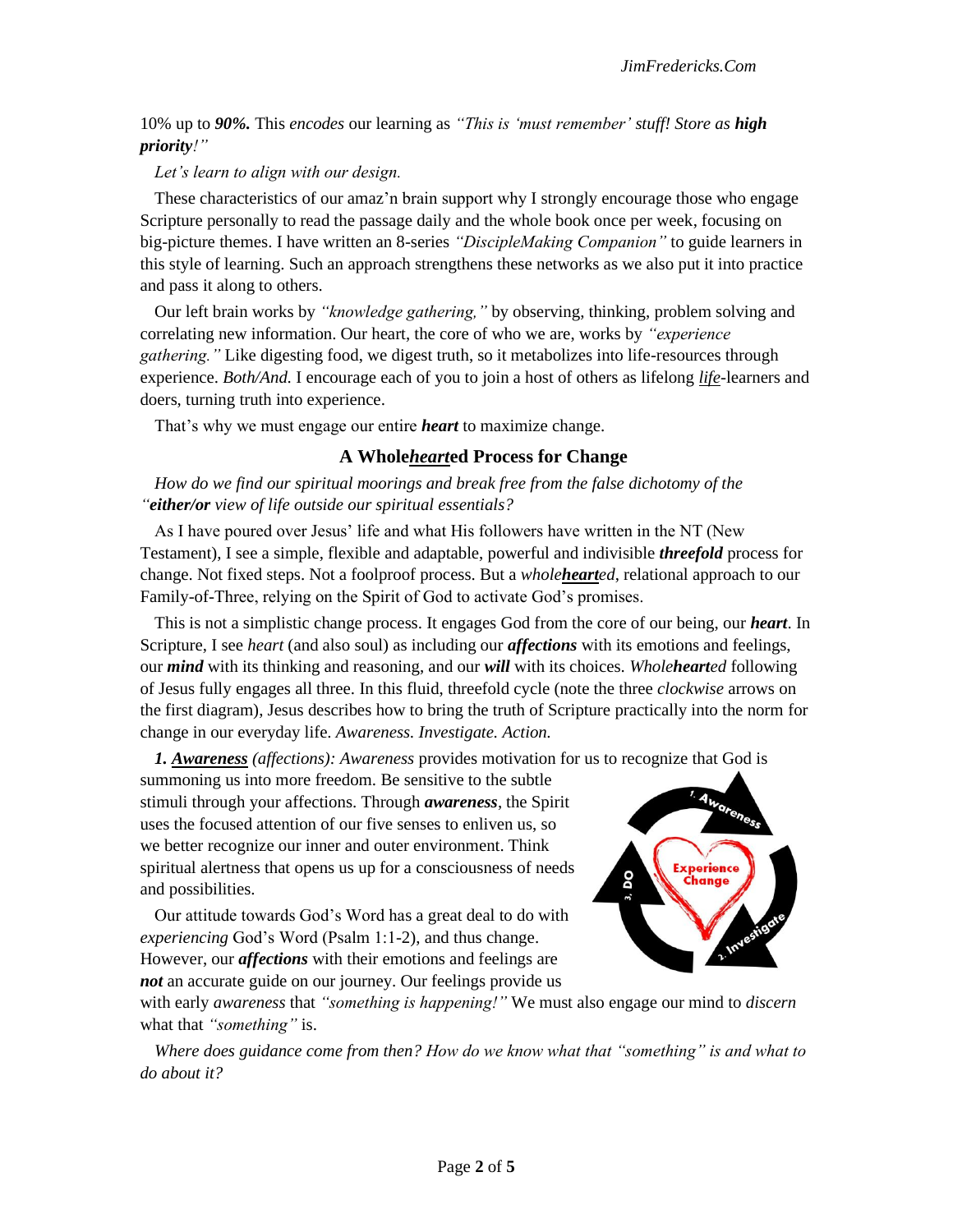10% up to ***90%.*** This *encodes* our learning as *"This is 'must remember' stuff! Store as **high priority**!"*

*Let's learn to align with our design.*

These characteristics of our amaz'n brain support why I strongly encourage those who engage Scripture personally to read the passage daily and the whole book once per week, focusing on big-picture themes. I have written an 8-series *"DiscipleMaking Companion"* to guide learners in this style of learning. Such an approach strengthens these networks as we also put it into practice and pass it along to others.

Our left brain works by *"knowledge gathering,"* by observing, thinking, problem solving and correlating new information. Our heart, the core of who we are, works by *"experience gathering."* Like digesting food, we digest truth, so it metabolizes into life-resources through experience. *Both/And.* I encourage each of you to join a host of others as lifelong *<u>life</u>*-learners and doers, turning truth into experience.

That's why we must engage our entire ***heart*** to maximize change.

## A Whole*<u>heart</u>*ed Process for Change

*How do we find our spiritual moorings and break free from the false dichotomy of the "**either/or** view of life outside our spiritual essentials?*

As I have poured over Jesus' life and what His followers have written in the NT (New Testament), I see a simple, flexible and adaptable, powerful and indivisible ***threefold*** process for change. Not fixed steps. Not a foolproof process. But a *whole**<u>heart</u>**ed*, relational approach to our Family-of-Three, relying on the Spirit of God to activate God's promises.

This is not a simplistic change process. It engages God from the core of our being, our ***heart***. In Scripture, I see *heart* (and also soul) as including our ***affections*** with its emotions and feelings, our ***mind*** with its thinking and reasoning, and our ***will*** with its choices. *Whole**heart**ed* following of Jesus fully engages all three. In this fluid, threefold cycle (note the three *clockwise* arrows on the first diagram), Jesus describes how to bring the truth of Scripture practically into the norm for change in our everyday life. *Awareness. Investigate. Action.*

***1. <u>Awareness</u>*** *(affections): Awareness* provides motivation for us to recognize that God is summoning us into more freedom. Be sensitive to the subtle stimuli through your affections. Through ***awareness***, the Spirit uses the focused attention of our five senses to enliven us, so we better recognize our inner and outer environment. Think spiritual alertness that opens us up for a consciousness of needs and possibilities.

Our attitude towards God's Word has a great deal to do with *experiencing* God's Word (Psalm 1:1-2), and thus change. However, our ***affections*** with their emotions and feelings are ***not*** an accurate guide on our journey. Our feelings provide us with early *awareness* that *"something is happening!"* We must also engage our mind to *discern* what that *"something"* is.

*Where does guidance come from then? How do we know what that "something" is and what to do about it?*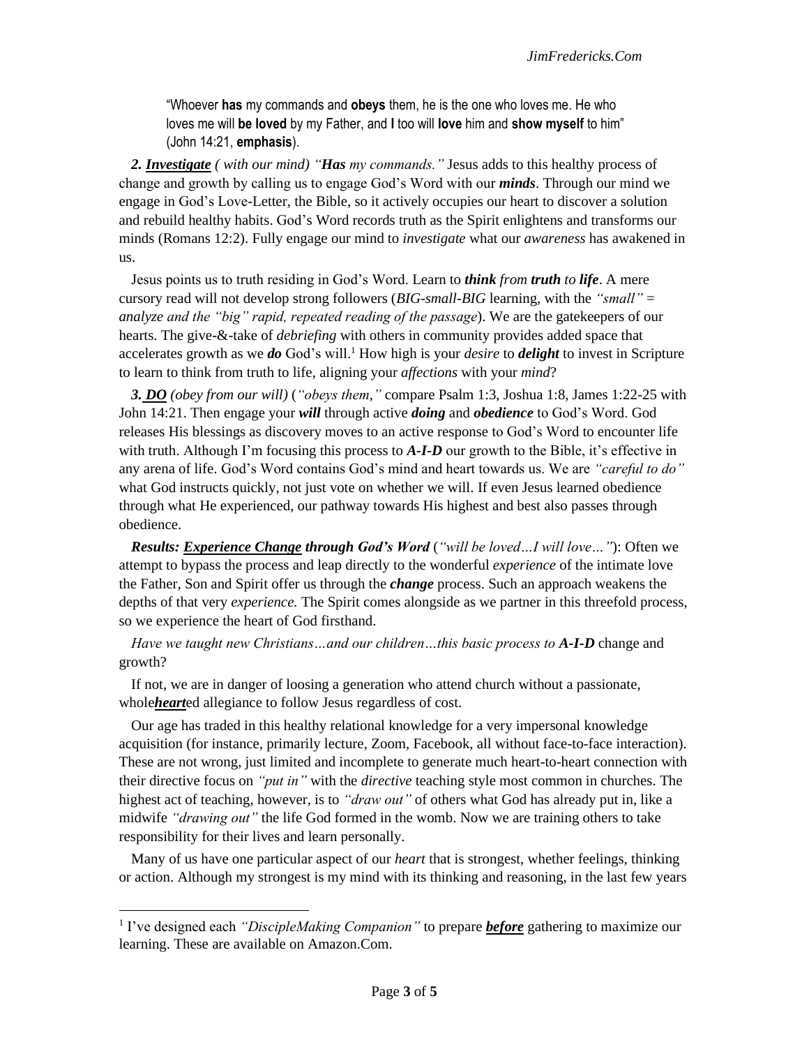"Whoever **has** my commands and **obeys** them, he is the one who loves me. He who loves me will **be loved** by my Father, and **I** too will **love** him and **show myself** to him" (John 14:21, **emphasis**).

***2. Investigate*** *( with our mind) "**Has** my commands."* Jesus adds to this healthy process of change and growth by calling us to engage God's Word with our ***minds***. Through our mind we engage in God's Love-Letter, the Bible, so it actively occupies our heart to discover a solution and rebuild healthy habits. God's Word records truth as the Spirit enlightens and transforms our minds (Romans 12:2). Fully engage our mind to *investigate* what our *awareness* has awakened in us.

Jesus points us to truth residing in God's Word. Learn to ***think*** *from* ***truth*** *to* ***life***. A mere cursory read will not develop strong followers (*BIG-small-BIG* learning, with the *"small" = analyze and the "big" rapid, repeated reading of the passage*). We are the gatekeepers of our hearts. The give-&-take of *debriefing* with others in community provides added space that accelerates growth as we ***do*** God's will.[1] How high is your *desire* to ***delight*** to invest in Scripture to learn to think from truth to life, aligning your *affections* with your *mind*?

***3. DO*** *(obey from our will)* (*"obeys them,"* compare Psalm 1:3, Joshua 1:8, James 1:22-25 with John 14:21. Then engage your ***will*** through active ***doing*** and ***obedience*** to God's Word. God releases His blessings as discovery moves to an active response to God's Word to encounter life with truth. Although I'm focusing this process to ***A-I-D*** our growth to the Bible, it's effective in any arena of life. God's Word contains God's mind and heart towards us. We are *"careful to do"* what God instructs quickly, not just vote on whether we will. If even Jesus learned obedience through what He experienced, our pathway towards His highest and best also passes through obedience.

***Results: Experience Change through God's Word*** (*"will be loved…I will love…"*): Often we attempt to bypass the process and leap directly to the wonderful *experience* of the intimate love the Father, Son and Spirit offer us through the ***change*** process. Such an approach weakens the depths of that very *experience.* The Spirit comes alongside as we partner in this threefold process, so we experience the heart of God firsthand.

*Have we taught new Christians…and our children…this basic process to* ***A-I-D*** change and growth?

If not, we are in danger of loosing a generation who attend church without a passionate, whole***heart***ed allegiance to follow Jesus regardless of cost.

Our age has traded in this healthy relational knowledge for a very impersonal knowledge acquisition (for instance, primarily lecture, Zoom, Facebook, all without face-to-face interaction). These are not wrong, just limited and incomplete to generate much heart-to-heart connection with their directive focus on *"put in"* with the *directive* teaching style most common in churches. The highest act of teaching, however, is to *"draw out"* of others what God has already put in, like a midwife *"drawing out"* the life God formed in the womb. Now we are training others to take responsibility for their lives and learn personally.

Many of us have one particular aspect of our *heart* that is strongest, whether feelings, thinking or action. Although my strongest is my mind with its thinking and reasoning, in the last few years

---

[1] I've designed each *"DiscipleMaking Companion"* to prepare ***before*** gathering to maximize our learning. These are available on Amazon.Com.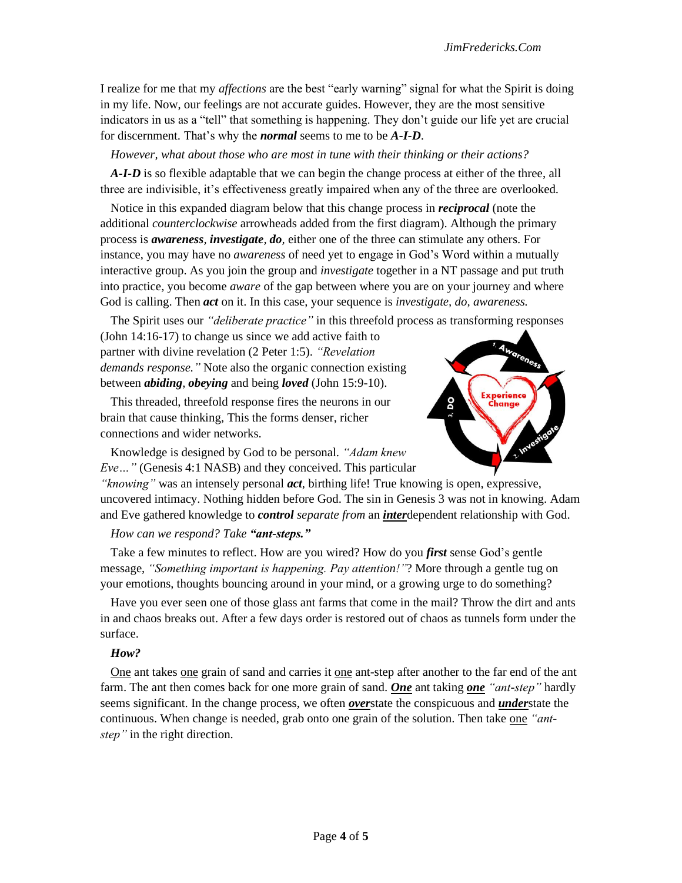I realize for me that my *affections* are the best "early warning" signal for what the Spirit is doing in my life. Now, our feelings are not accurate guides. However, they are the most sensitive indicators in us as a "tell" that something is happening. They don't guide our life yet are crucial for discernment. That's why the ***normal*** seems to me to be ***A-I-D***.

*However, what about those who are most in tune with their thinking or their actions?*

***A-I-D*** is so flexible adaptable that we can begin the change process at either of the three, all three are indivisible, it's effectiveness greatly impaired when any of the three are overlooked.

Notice in this expanded diagram below that this change process in ***reciprocal*** (note the additional *counterclockwise* arrowheads added from the first diagram). Although the primary process is ***awareness***, ***investigate***, ***do***, either one of the three can stimulate any others. For instance, you may have no *awareness* of need yet to engage in God's Word within a mutually interactive group. As you join the group and *investigate* together in a NT passage and put truth into practice, you become *aware* of the gap between where you are on your journey and where God is calling. Then ***act*** on it. In this case, your sequence is *investigate, do, awareness.*

The Spirit uses our *"deliberate practice"* in this threefold process as transforming responses (John 14:16-17) to change us since we add active faith to partner with divine revelation (2 Peter 1:5). *"Revelation demands response."* Note also the organic connection existing between ***abiding***, ***obeying*** and being ***loved*** (John 15:9-10).

This threaded, threefold response fires the neurons in our brain that cause thinking, This the forms denser, richer connections and wider networks.

Knowledge is designed by God to be personal. *"Adam knew Eve…"* (Genesis 4:1 NASB) and they conceived. This particular *"knowing"* was an intensely personal ***act***, birthing life! True knowing is open, expressive, uncovered intimacy. Nothing hidden before God. The sin in Genesis 3 was not in knowing. Adam and Eve gathered knowledge to ***control*** *separate from* an ***<u>inter</u>***dependent relationship with God.

*How can we respond? Take* ***"ant-steps."***

Take a few minutes to reflect. How are you wired? How do you ***first*** sense God's gentle message, *"Something important is happening. Pay attention!"*? More through a gentle tug on your emotions, thoughts bouncing around in your mind, or a growing urge to do something?

Have you ever seen one of those glass ant farms that come in the mail? Throw the dirt and ants in and chaos breaks out. After a few days order is restored out of chaos as tunnels form under the surface.

***How?***

<u>One</u> ant takes <u>one</u> grain of sand and carries it <u>one</u> ant-step after another to the far end of the ant farm. The ant then comes back for one more grain of sand. ***<u>One</u>*** ant taking ***<u>one</u>*** *"ant-step"* hardly seems significant. In the change process, we often ***<u>over</u>***state the conspicuous and ***<u>under</u>***state the continuous. When change is needed, grab onto one grain of the solution. Then take <u>one</u> *"ant-step"* in the right direction.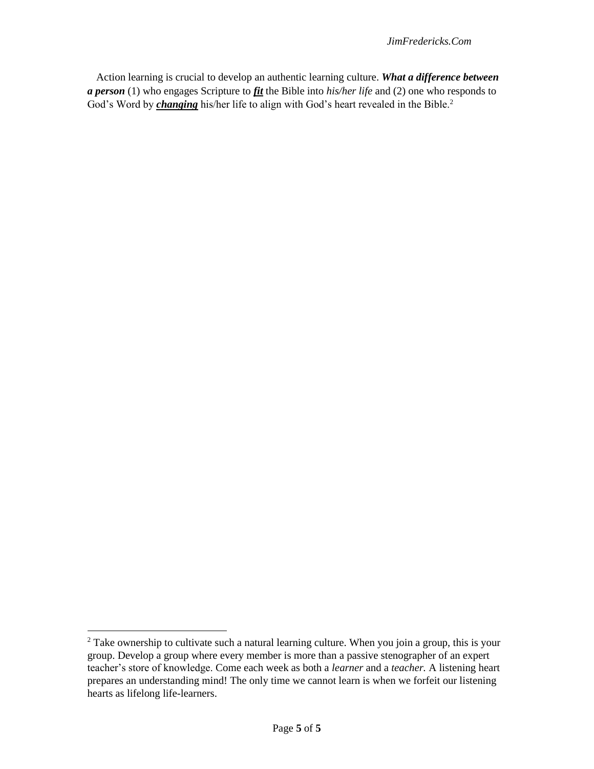Action learning is crucial to develop an authentic learning culture. ***What a difference between a person*** (1) who engages Scripture to ***fit*** the Bible into *his/her life* and (2) one who responds to God's Word by ***changing*** his/her life to align with God's heart revealed in the Bible.[2]

---

[2] Take ownership to cultivate such a natural learning culture. When you join a group, this is your group. Develop a group where every member is more than a passive stenographer of an expert teacher's store of knowledge. Come each week as both a *learner* and a *teacher.* A listening heart prepares an understanding mind! The only time we cannot learn is when we forfeit our listening hearts as lifelong life-learners.